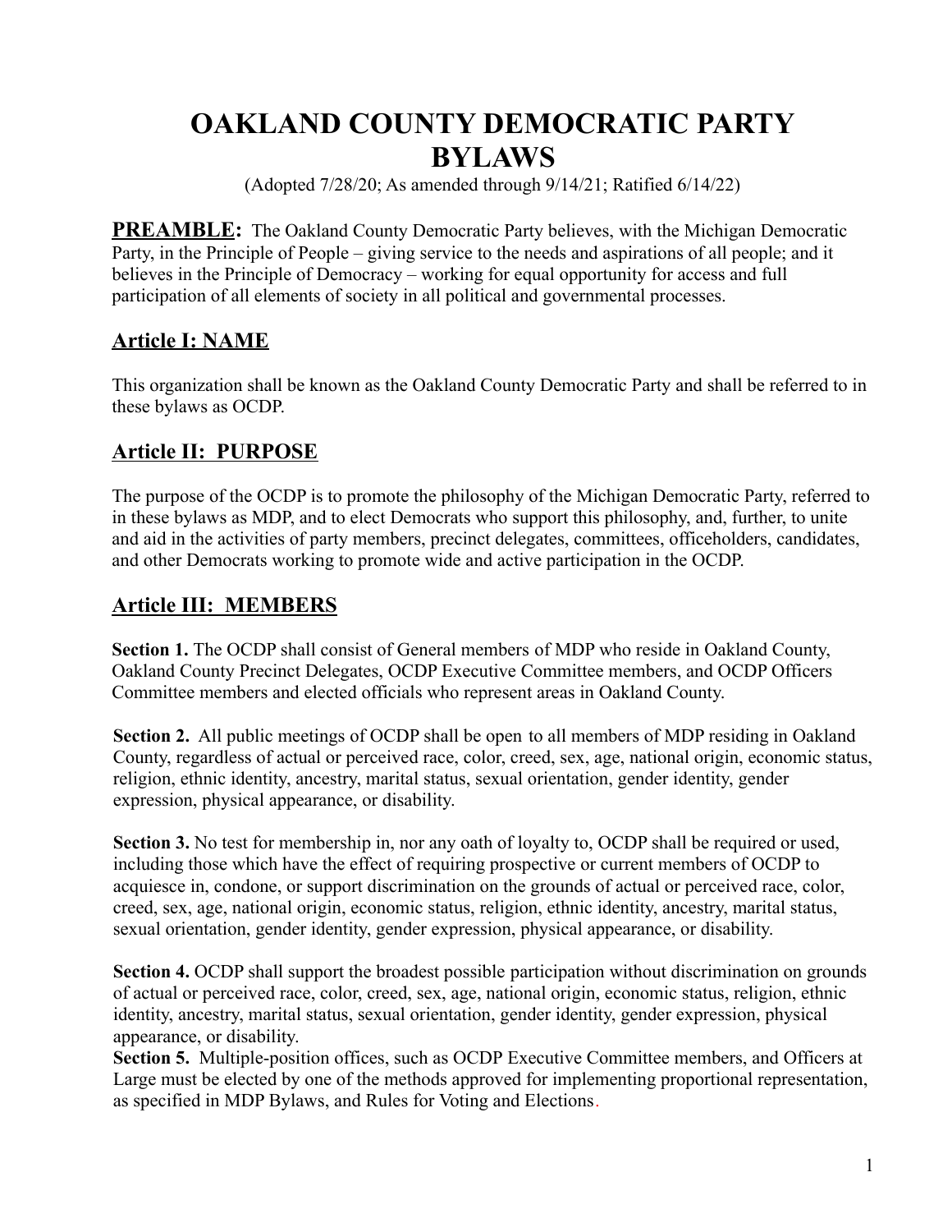# OAKLAND COUNTY DEMOCRATIC PARTY BYLAWS

(Adopted 7/28/20; As amended through 9/14/21; Ratified 6/14/22)

**PREAMBLE:** The Oakland County Democratic Party believes, with the Michigan Democratic Party, in the Principle of People – giving service to the needs and aspirations of all people; and it believes in the Principle of Democracy – working for equal opportunity for access and full participation of all elements of society in all political and governmental processes.

## Article I: NAME

This organization shall be known as the Oakland County Democratic Party and shall be referred to in these bylaws as OCDP.

## Article II: PURPOSE

The purpose of the OCDP is to promote the philosophy of the Michigan Democratic Party, referred to in these bylaws as MDP, and to elect Democrats who support this philosophy, and, further, to unite and aid in the activities of party members, precinct delegates, committees, officeholders, candidates, and other Democrats working to promote wide and active participation in the OCDP.

## Article III: MEMBERS

**Section 1.** The OCDP shall consist of General members of MDP who reside in Oakland County, Oakland County Precinct Delegates, OCDP Executive Committee members, and OCDP Officers Committee members and elected officials who represent areas in Oakland County.

**Section 2.** All public meetings of OCDP shall be open to all members of MDP residing in Oakland County, regardless of actual or perceived race, color, creed, sex, age, national origin, economic status, religion, ethnic identity, ancestry, marital status, sexual orientation, gender identity, gender expression, physical appearance, or disability.

**Section 3.** No test for membership in, nor any oath of loyalty to, OCDP shall be required or used, including those which have the effect of requiring prospective or current members of OCDP to acquiesce in, condone, or support discrimination on the grounds of actual or perceived race, color, creed, sex, age, national origin, economic status, religion, ethnic identity, ancestry, marital status, sexual orientation, gender identity, gender expression, physical appearance, or disability.

**Section 4.** OCDP shall support the broadest possible participation without discrimination on grounds of actual or perceived race, color, creed, sex, age, national origin, economic status, religion, ethnic identity, ancestry, marital status, sexual orientation, gender identity, gender expression, physical appearance, or disability.

**Section 5.** Multiple-position offices, such as OCDP Executive Committee members, and Officers at Large must be elected by one of the methods approved for implementing proportional representation, as specified in MDP Bylaws, and Rules for Voting and Elections.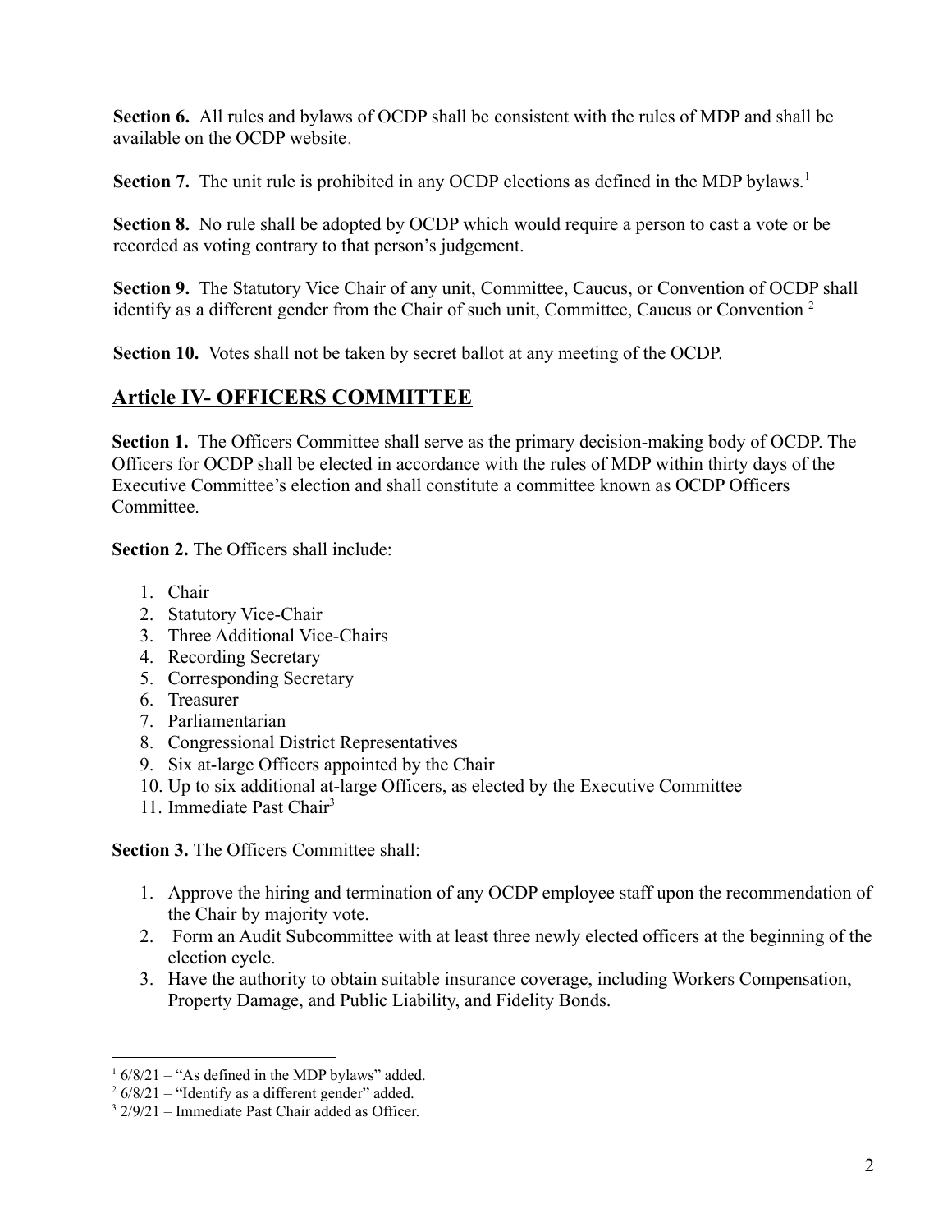**Section 6.** All rules and bylaws of OCDP shall be consistent with the rules of MDP and shall be available on the OCDP website.

**Section 7.** The unit rule is prohibited in any OCDP elections as defined in the MDP bylaws.[1]

**Section 8.** No rule shall be adopted by OCDP which would require a person to cast a vote or be recorded as voting contrary to that person's judgement.

**Section 9.** The Statutory Vice Chair of any unit, Committee, Caucus, or Convention of OCDP shall identify as a different gender from the Chair of such unit, Committee, Caucus or Convention [2]

**Section 10.** Votes shall not be taken by secret ballot at any meeting of the OCDP.

## Article IV- OFFICERS COMMITTEE

**Section 1.** The Officers Committee shall serve as the primary decision-making body of OCDP. The Officers for OCDP shall be elected in accordance with the rules of MDP within thirty days of the Executive Committee's election and shall constitute a committee known as OCDP Officers Committee.

**Section 2.** The Officers shall include:

1. Chair
2. Statutory Vice-Chair
3. Three Additional Vice-Chairs
4. Recording Secretary
5. Corresponding Secretary
6. Treasurer
7. Parliamentarian
8. Congressional District Representatives
9. Six at-large Officers appointed by the Chair
10. Up to six additional at-large Officers, as elected by the Executive Committee
11. Immediate Past Chair[3]

**Section 3.** The Officers Committee shall:

1. Approve the hiring and termination of any OCDP employee staff upon the recommendation of the Chair by majority vote.
2. Form an Audit Subcommittee with at least three newly elected officers at the beginning of the election cycle.
3. Have the authority to obtain suitable insurance coverage, including Workers Compensation, Property Damage, and Public Liability, and Fidelity Bonds.

---

[1] 6/8/21 – "As defined in the MDP bylaws" added.

[2] 6/8/21 – "Identify as a different gender" added.

[3] 2/9/21 – Immediate Past Chair added as Officer.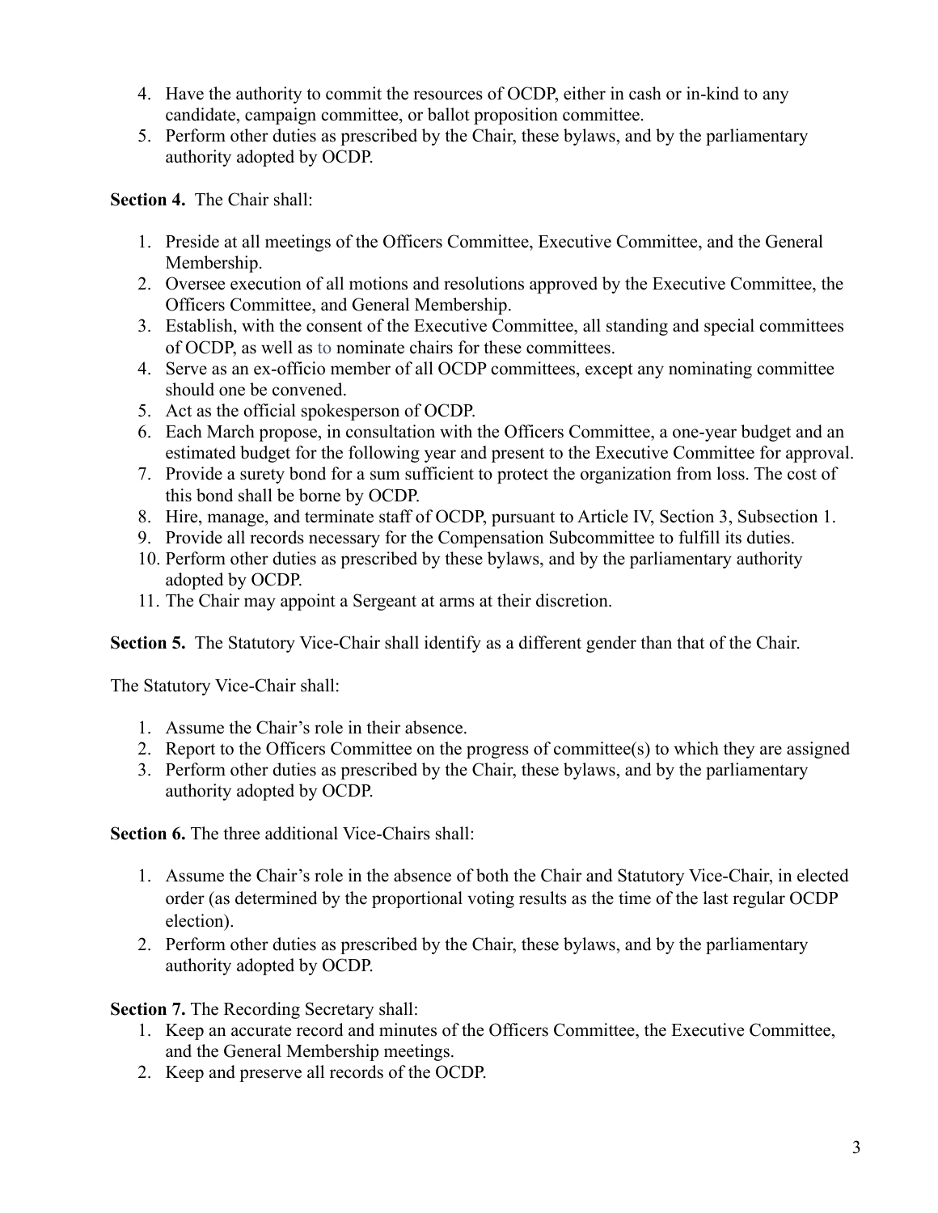4. Have the authority to commit the resources of OCDP, either in cash or in-kind to any candidate, campaign committee, or ballot proposition committee.
5. Perform other duties as prescribed by the Chair, these bylaws, and by the parliamentary authority adopted by OCDP.

**Section 4.** The Chair shall:

1. Preside at all meetings of the Officers Committee, Executive Committee, and the General Membership.
2. Oversee execution of all motions and resolutions approved by the Executive Committee, the Officers Committee, and General Membership.
3. Establish, with the consent of the Executive Committee, all standing and special committees of OCDP, as well as to nominate chairs for these committees.
4. Serve as an ex-officio member of all OCDP committees, except any nominating committee should one be convened.
5. Act as the official spokesperson of OCDP.
6. Each March propose, in consultation with the Officers Committee, a one-year budget and an estimated budget for the following year and present to the Executive Committee for approval.
7. Provide a surety bond for a sum sufficient to protect the organization from loss. The cost of this bond shall be borne by OCDP.
8. Hire, manage, and terminate staff of OCDP, pursuant to Article IV, Section 3, Subsection 1.
9. Provide all records necessary for the Compensation Subcommittee to fulfill its duties.
10. Perform other duties as prescribed by these bylaws, and by the parliamentary authority adopted by OCDP.
11. The Chair may appoint a Sergeant at arms at their discretion.

**Section 5.** The Statutory Vice-Chair shall identify as a different gender than that of the Chair.

The Statutory Vice-Chair shall:

1. Assume the Chair's role in their absence.
2. Report to the Officers Committee on the progress of committee(s) to which they are assigned
3. Perform other duties as prescribed by the Chair, these bylaws, and by the parliamentary authority adopted by OCDP.

**Section 6.** The three additional Vice-Chairs shall:

1. Assume the Chair's role in the absence of both the Chair and Statutory Vice-Chair, in elected order (as determined by the proportional voting results as the time of the last regular OCDP election).
2. Perform other duties as prescribed by the Chair, these bylaws, and by the parliamentary authority adopted by OCDP.

**Section 7.** The Recording Secretary shall:

1. Keep an accurate record and minutes of the Officers Committee, the Executive Committee, and the General Membership meetings.
2. Keep and preserve all records of the OCDP.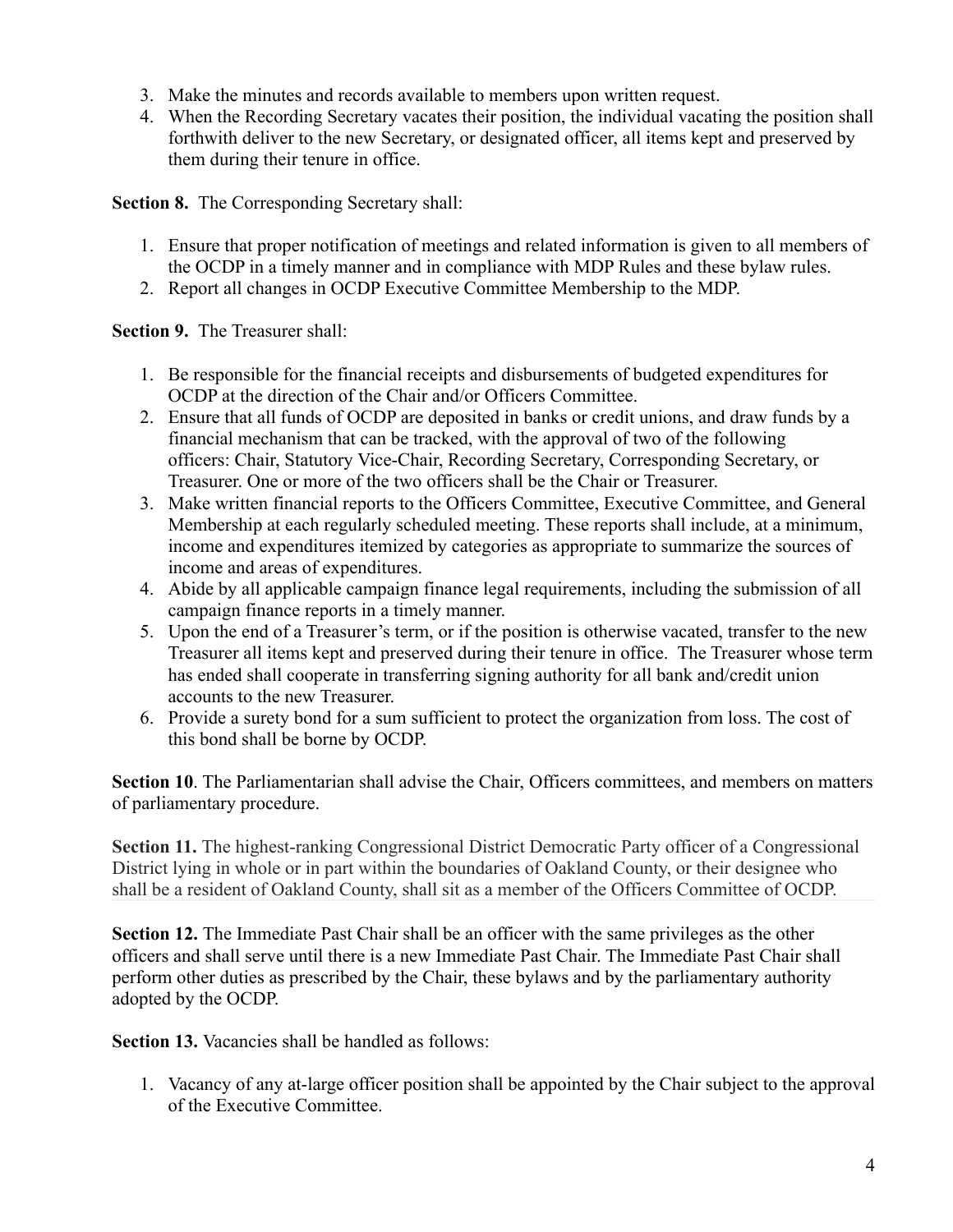3. Make the minutes and records available to members upon written request.
4. When the Recording Secretary vacates their position, the individual vacating the position shall forthwith deliver to the new Secretary, or designated officer, all items kept and preserved by them during their tenure in office.

**Section 8.** The Corresponding Secretary shall:

1. Ensure that proper notification of meetings and related information is given to all members of the OCDP in a timely manner and in compliance with MDP Rules and these bylaw rules.
2. Report all changes in OCDP Executive Committee Membership to the MDP.

**Section 9.** The Treasurer shall:

1. Be responsible for the financial receipts and disbursements of budgeted expenditures for OCDP at the direction of the Chair and/or Officers Committee.
2. Ensure that all funds of OCDP are deposited in banks or credit unions, and draw funds by a financial mechanism that can be tracked, with the approval of two of the following officers: Chair, Statutory Vice-Chair, Recording Secretary, Corresponding Secretary, or Treasurer. One or more of the two officers shall be the Chair or Treasurer.
3. Make written financial reports to the Officers Committee, Executive Committee, and General Membership at each regularly scheduled meeting. These reports shall include, at a minimum, income and expenditures itemized by categories as appropriate to summarize the sources of income and areas of expenditures.
4. Abide by all applicable campaign finance legal requirements, including the submission of all campaign finance reports in a timely manner.
5. Upon the end of a Treasurer's term, or if the position is otherwise vacated, transfer to the new Treasurer all items kept and preserved during their tenure in office. The Treasurer whose term has ended shall cooperate in transferring signing authority for all bank and/credit union accounts to the new Treasurer.
6. Provide a surety bond for a sum sufficient to protect the organization from loss. The cost of this bond shall be borne by OCDP.

**Section 10**. The Parliamentarian shall advise the Chair, Officers committees, and members on matters of parliamentary procedure.

**Section 11.** The highest-ranking Congressional District Democratic Party officer of a Congressional District lying in whole or in part within the boundaries of Oakland County, or their designee who shall be a resident of Oakland County, shall sit as a member of the Officers Committee of OCDP.

**Section 12.** The Immediate Past Chair shall be an officer with the same privileges as the other officers and shall serve until there is a new Immediate Past Chair. The Immediate Past Chair shall perform other duties as prescribed by the Chair, these bylaws and by the parliamentary authority adopted by the OCDP.

**Section 13.** Vacancies shall be handled as follows:

1. Vacancy of any at-large officer position shall be appointed by the Chair subject to the approval of the Executive Committee.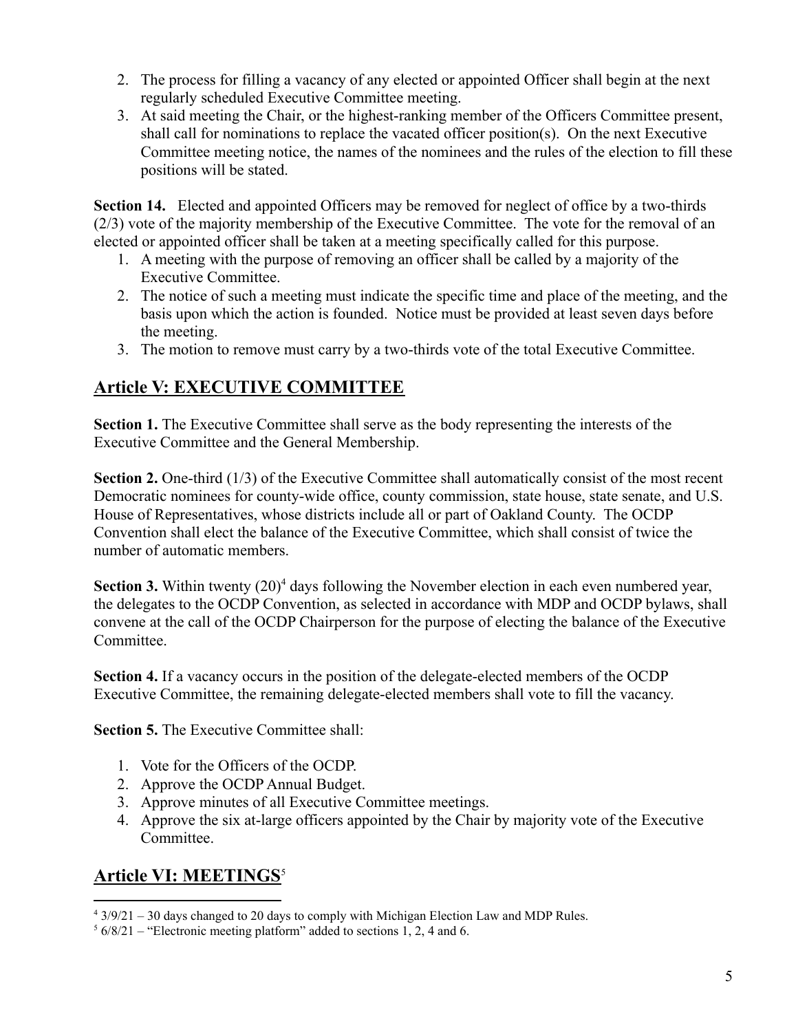2. The process for filling a vacancy of any elected or appointed Officer shall begin at the next regularly scheduled Executive Committee meeting.
3. At said meeting the Chair, or the highest-ranking member of the Officers Committee present, shall call for nominations to replace the vacated officer position(s). On the next Executive Committee meeting notice, the names of the nominees and the rules of the election to fill these positions will be stated.

**Section 14.** Elected and appointed Officers may be removed for neglect of office by a two-thirds (2/3) vote of the majority membership of the Executive Committee. The vote for the removal of an elected or appointed officer shall be taken at a meeting specifically called for this purpose.

1. A meeting with the purpose of removing an officer shall be called by a majority of the Executive Committee.
2. The notice of such a meeting must indicate the specific time and place of the meeting, and the basis upon which the action is founded. Notice must be provided at least seven days before the meeting.
3. The motion to remove must carry by a two-thirds vote of the total Executive Committee.

## Article V: EXECUTIVE COMMITTEE

**Section 1.** The Executive Committee shall serve as the body representing the interests of the Executive Committee and the General Membership.

**Section 2.** One-third (1/3) of the Executive Committee shall automatically consist of the most recent Democratic nominees for county-wide office, county commission, state house, state senate, and U.S. House of Representatives, whose districts include all or part of Oakland County. The OCDP Convention shall elect the balance of the Executive Committee, which shall consist of twice the number of automatic members.

**Section 3.** Within twenty (20)[4] days following the November election in each even numbered year, the delegates to the OCDP Convention, as selected in accordance with MDP and OCDP bylaws, shall convene at the call of the OCDP Chairperson for the purpose of electing the balance of the Executive Committee.

**Section 4.** If a vacancy occurs in the position of the delegate-elected members of the OCDP Executive Committee, the remaining delegate-elected members shall vote to fill the vacancy.

**Section 5.** The Executive Committee shall:

1. Vote for the Officers of the OCDP.
2. Approve the OCDP Annual Budget.
3. Approve minutes of all Executive Committee meetings.
4. Approve the six at-large officers appointed by the Chair by majority vote of the Executive Committee.

## Article VI: MEETINGS[5]

---

[4] 3/9/21 – 30 days changed to 20 days to comply with Michigan Election Law and MDP Rules.

[5] 6/8/21 – "Electronic meeting platform" added to sections 1, 2, 4 and 6.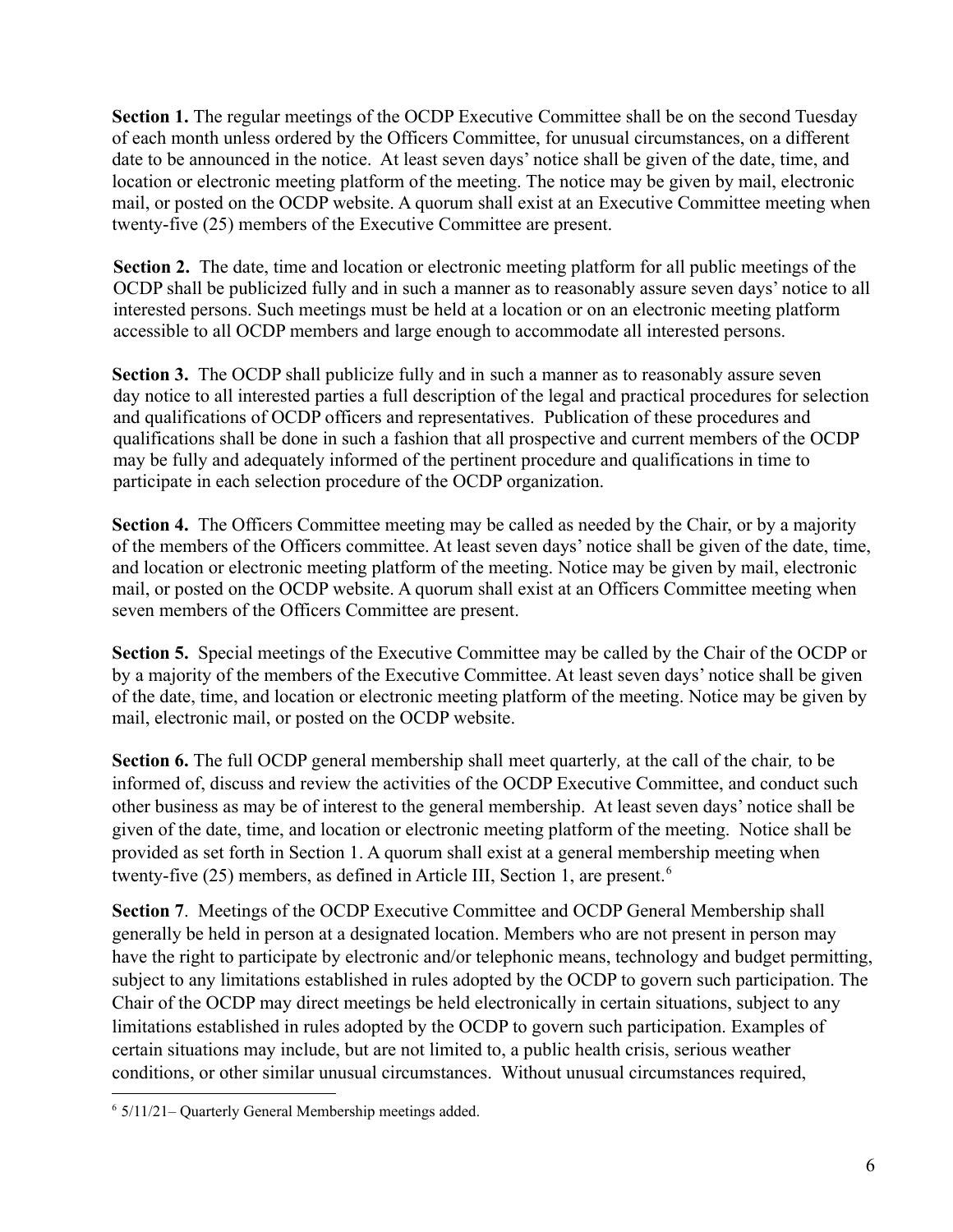**Section 1.** The regular meetings of the OCDP Executive Committee shall be on the second Tuesday of each month unless ordered by the Officers Committee, for unusual circumstances, on a different date to be announced in the notice. At least seven days' notice shall be given of the date, time, and location or electronic meeting platform of the meeting. The notice may be given by mail, electronic mail, or posted on the OCDP website. A quorum shall exist at an Executive Committee meeting when twenty-five (25) members of the Executive Committee are present.

**Section 2.** The date, time and location or electronic meeting platform for all public meetings of the OCDP shall be publicized fully and in such a manner as to reasonably assure seven days' notice to all interested persons. Such meetings must be held at a location or on an electronic meeting platform accessible to all OCDP members and large enough to accommodate all interested persons.

**Section 3.** The OCDP shall publicize fully and in such a manner as to reasonably assure seven day notice to all interested parties a full description of the legal and practical procedures for selection and qualifications of OCDP officers and representatives. Publication of these procedures and qualifications shall be done in such a fashion that all prospective and current members of the OCDP may be fully and adequately informed of the pertinent procedure and qualifications in time to participate in each selection procedure of the OCDP organization.

**Section 4.** The Officers Committee meeting may be called as needed by the Chair, or by a majority of the members of the Officers committee. At least seven days' notice shall be given of the date, time, and location or electronic meeting platform of the meeting. Notice may be given by mail, electronic mail, or posted on the OCDP website. A quorum shall exist at an Officers Committee meeting when seven members of the Officers Committee are present.

**Section 5.** Special meetings of the Executive Committee may be called by the Chair of the OCDP or by a majority of the members of the Executive Committee. At least seven days' notice shall be given of the date, time, and location or electronic meeting platform of the meeting. Notice may be given by mail, electronic mail, or posted on the OCDP website.

**Section 6.** The full OCDP general membership shall meet quarterly*,* at the call of the chair*,* to be informed of, discuss and review the activities of the OCDP Executive Committee, and conduct such other business as may be of interest to the general membership. At least seven days' notice shall be given of the date, time, and location or electronic meeting platform of the meeting. Notice shall be provided as set forth in Section 1. A quorum shall exist at a general membership meeting when twenty-five (25) members, as defined in Article III, Section 1, are present.[6]

**Section 7**. Meetings of the OCDP Executive Committee and OCDP General Membership shall generally be held in person at a designated location. Members who are not present in person may have the right to participate by electronic and/or telephonic means, technology and budget permitting, subject to any limitations established in rules adopted by the OCDP to govern such participation. The Chair of the OCDP may direct meetings be held electronically in certain situations, subject to any limitations established in rules adopted by the OCDP to govern such participation. Examples of certain situations may include, but are not limited to, a public health crisis, serious weather conditions, or other similar unusual circumstances. Without unusual circumstances required,

---

[6] 5/11/21– Quarterly General Membership meetings added.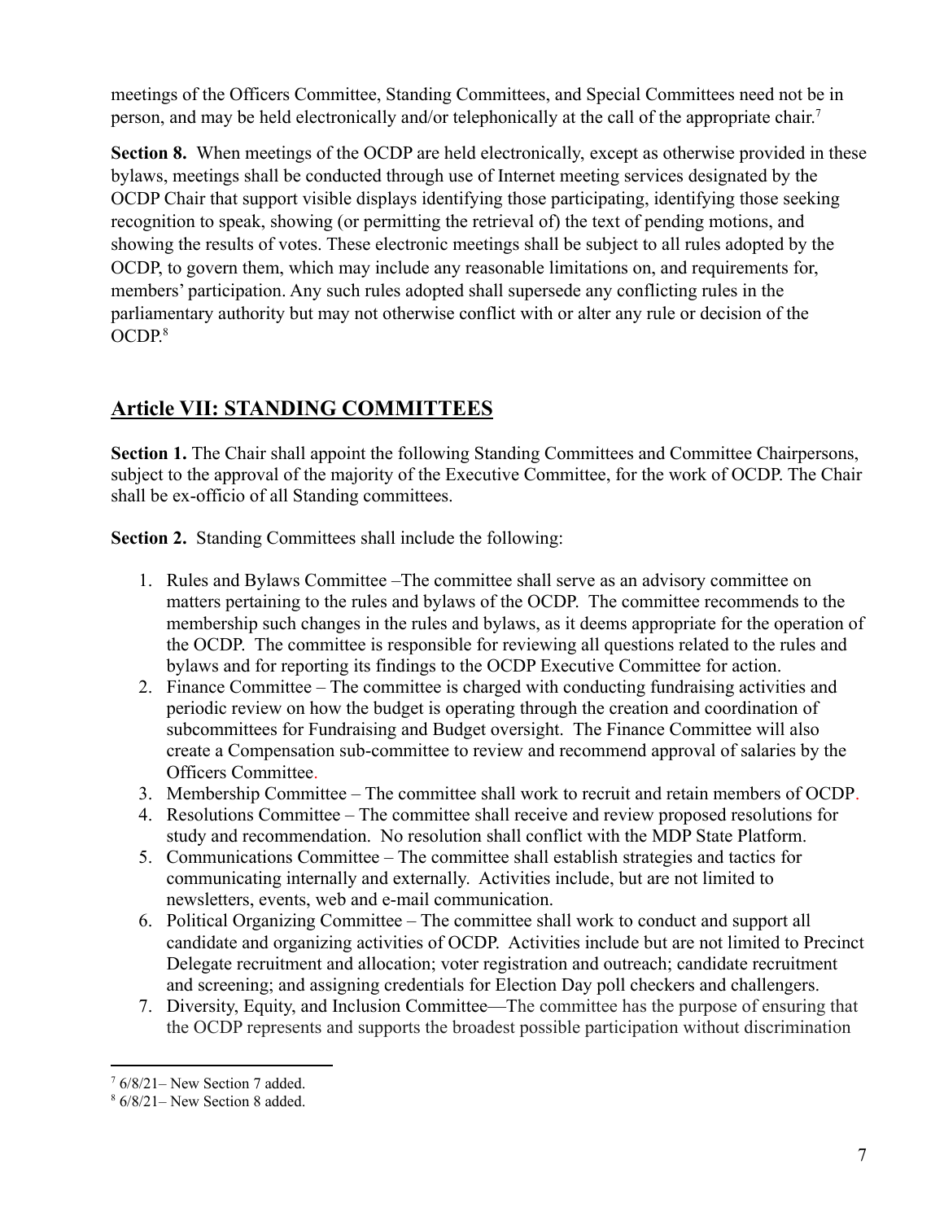meetings of the Officers Committee, Standing Committees, and Special Committees need not be in person, and may be held electronically and/or telephonically at the call of the appropriate chair.[7]

**Section 8.** When meetings of the OCDP are held electronically, except as otherwise provided in these bylaws, meetings shall be conducted through use of Internet meeting services designated by the OCDP Chair that support visible displays identifying those participating, identifying those seeking recognition to speak, showing (or permitting the retrieval of) the text of pending motions, and showing the results of votes. These electronic meetings shall be subject to all rules adopted by the OCDP, to govern them, which may include any reasonable limitations on, and requirements for, members' participation. Any such rules adopted shall supersede any conflicting rules in the parliamentary authority but may not otherwise conflict with or alter any rule or decision of the OCDP.[8]

## Article VII: STANDING COMMITTEES

**Section 1.** The Chair shall appoint the following Standing Committees and Committee Chairpersons, subject to the approval of the majority of the Executive Committee, for the work of OCDP. The Chair shall be ex-officio of all Standing committees.

**Section 2.** Standing Committees shall include the following:

1. Rules and Bylaws Committee –The committee shall serve as an advisory committee on matters pertaining to the rules and bylaws of the OCDP. The committee recommends to the membership such changes in the rules and bylaws, as it deems appropriate for the operation of the OCDP. The committee is responsible for reviewing all questions related to the rules and bylaws and for reporting its findings to the OCDP Executive Committee for action.
2. Finance Committee – The committee is charged with conducting fundraising activities and periodic review on how the budget is operating through the creation and coordination of subcommittees for Fundraising and Budget oversight. The Finance Committee will also create a Compensation sub-committee to review and recommend approval of salaries by the Officers Committee.
3. Membership Committee – The committee shall work to recruit and retain members of OCDP.
4. Resolutions Committee – The committee shall receive and review proposed resolutions for study and recommendation. No resolution shall conflict with the MDP State Platform.
5. Communications Committee – The committee shall establish strategies and tactics for communicating internally and externally. Activities include, but are not limited to newsletters, events, web and e-mail communication.
6. Political Organizing Committee – The committee shall work to conduct and support all candidate and organizing activities of OCDP. Activities include but are not limited to Precinct Delegate recruitment and allocation; voter registration and outreach; candidate recruitment and screening; and assigning credentials for Election Day poll checkers and challengers.
7. Diversity, Equity, and Inclusion Committee—The committee has the purpose of ensuring that the OCDP represents and supports the broadest possible participation without discrimination

[7] 6/8/21– New Section 7 added.

[8] 6/8/21– New Section 8 added.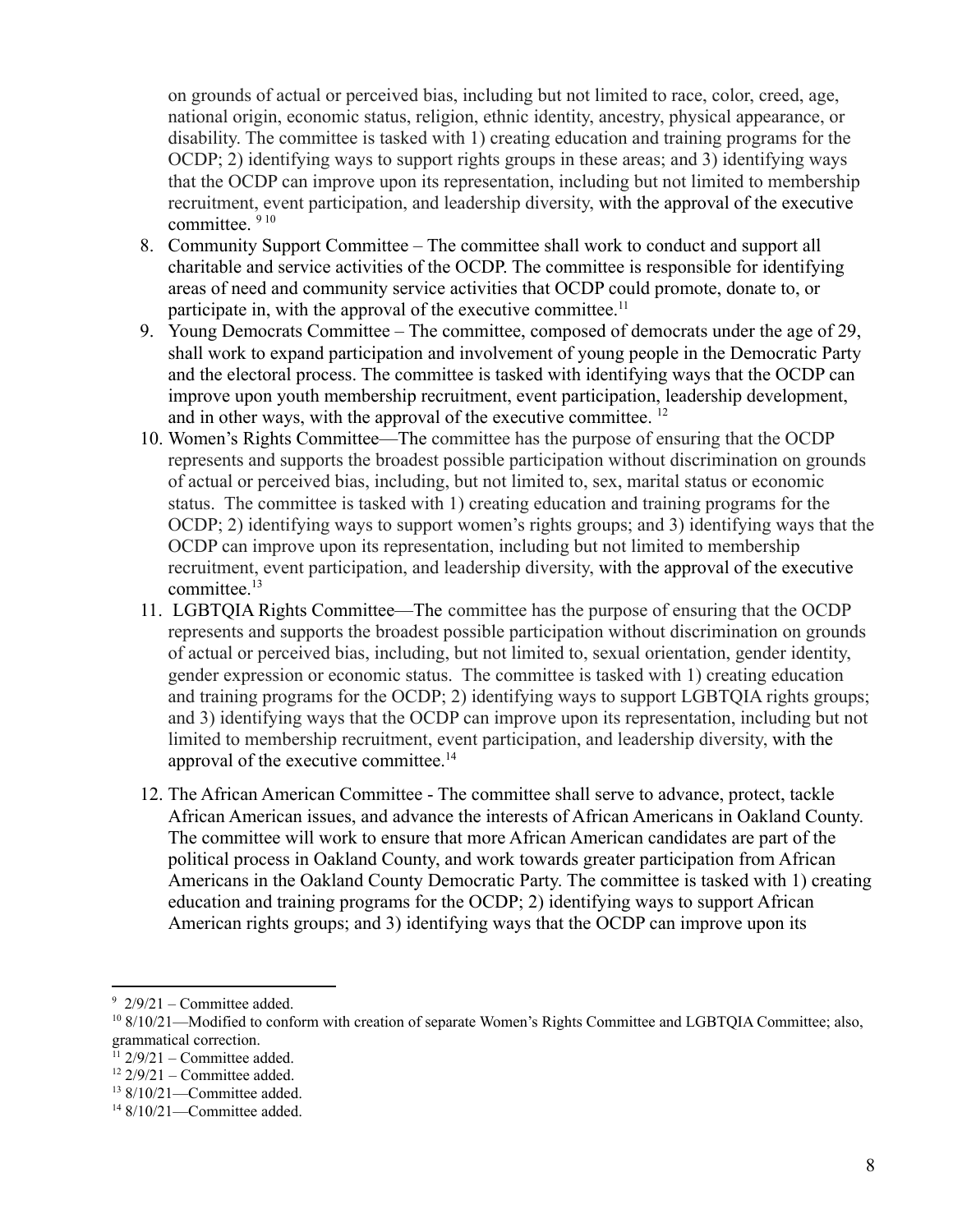on grounds of actual or perceived bias, including but not limited to race, color, creed, age, national origin, economic status, religion, ethnic identity, ancestry, physical appearance, or disability. The committee is tasked with 1) creating education and training programs for the OCDP; 2) identifying ways to support rights groups in these areas; and 3) identifying ways that the OCDP can improve upon its representation, including but not limited to membership recruitment, event participation, and leadership diversity, with the approval of the executive committee. [9] [10]

8. Community Support Committee – The committee shall work to conduct and support all charitable and service activities of the OCDP. The committee is responsible for identifying areas of need and community service activities that OCDP could promote, donate to, or participate in, with the approval of the executive committee.[11]
9. Young Democrats Committee – The committee, composed of democrats under the age of 29, shall work to expand participation and involvement of young people in the Democratic Party and the electoral process. The committee is tasked with identifying ways that the OCDP can improve upon youth membership recruitment, event participation, leadership development, and in other ways, with the approval of the executive committee. [12]
10. Women's Rights Committee—The committee has the purpose of ensuring that the OCDP represents and supports the broadest possible participation without discrimination on grounds of actual or perceived bias, including, but not limited to, sex, marital status or economic status. The committee is tasked with 1) creating education and training programs for the OCDP; 2) identifying ways to support women's rights groups; and 3) identifying ways that the OCDP can improve upon its representation, including but not limited to membership recruitment, event participation, and leadership diversity, with the approval of the executive committee.[13]
11. LGBTQIA Rights Committee—The committee has the purpose of ensuring that the OCDP represents and supports the broadest possible participation without discrimination on grounds of actual or perceived bias, including, but not limited to, sexual orientation, gender identity, gender expression or economic status. The committee is tasked with 1) creating education and training programs for the OCDP; 2) identifying ways to support LGBTQIA rights groups; and 3) identifying ways that the OCDP can improve upon its representation, including but not limited to membership recruitment, event participation, and leadership diversity, with the approval of the executive committee.[14]
12. The African American Committee - The committee shall serve to advance, protect, tackle African American issues, and advance the interests of African Americans in Oakland County. The committee will work to ensure that more African American candidates are part of the political process in Oakland County, and work towards greater participation from African Americans in the Oakland County Democratic Party. The committee is tasked with 1) creating education and training programs for the OCDP; 2) identifying ways to support African American rights groups; and 3) identifying ways that the OCDP can improve upon its

---

[9] 2/9/21 – Committee added.

[10] 8/10/21—Modified to conform with creation of separate Women's Rights Committee and LGBTQIA Committee; also, grammatical correction.

[11] 2/9/21 – Committee added.

[12] 2/9/21 – Committee added.

[13] 8/10/21—Committee added.

[14] 8/10/21—Committee added.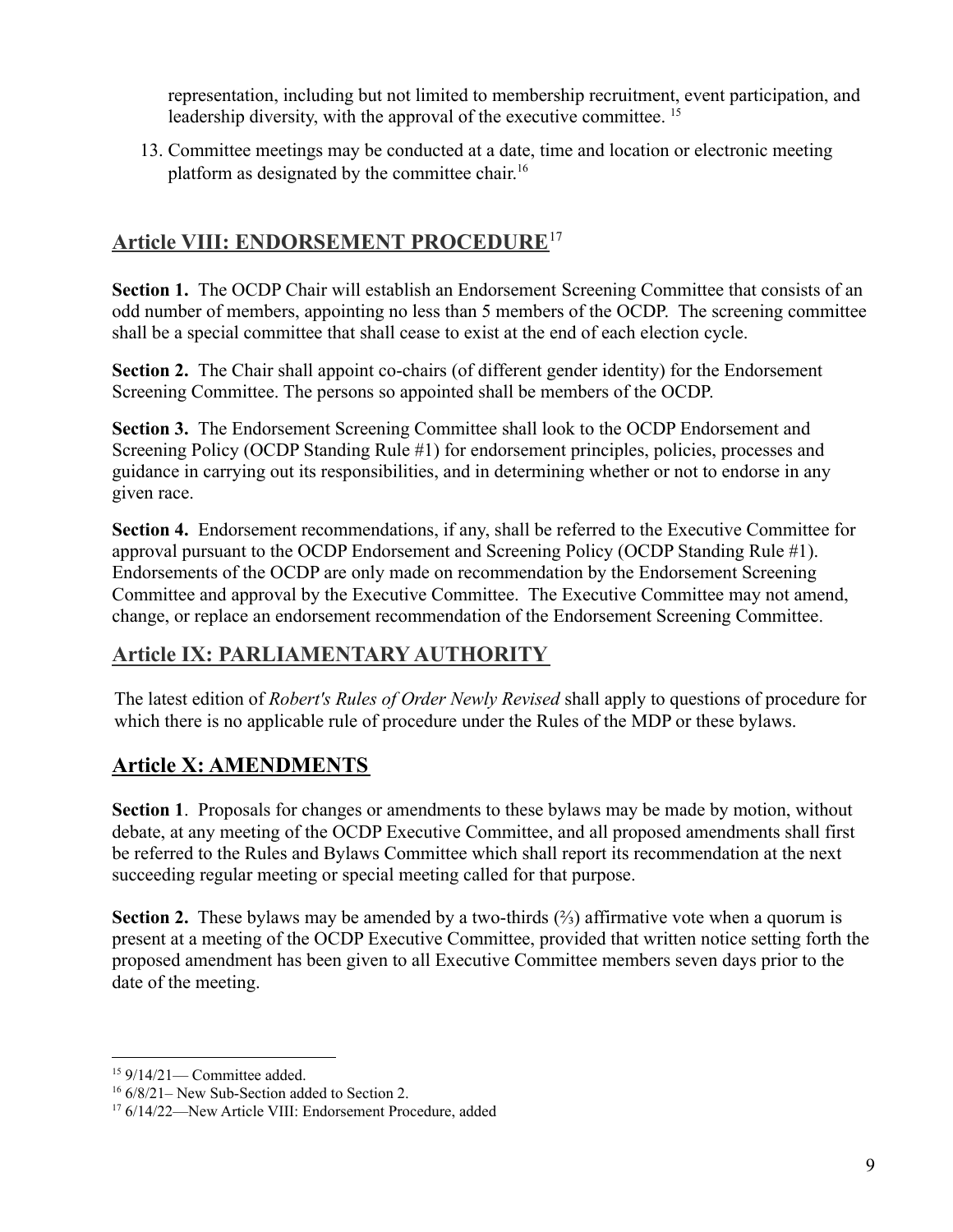representation, including but not limited to membership recruitment, event participation, and leadership diversity, with the approval of the executive committee. [15]

13. Committee meetings may be conducted at a date, time and location or electronic meeting platform as designated by the committee chair.[16]

## Article VIII: ENDORSEMENT PROCEDURE[17]

**Section 1.** The OCDP Chair will establish an Endorsement Screening Committee that consists of an odd number of members, appointing no less than 5 members of the OCDP. The screening committee shall be a special committee that shall cease to exist at the end of each election cycle.

**Section 2.** The Chair shall appoint co-chairs (of different gender identity) for the Endorsement Screening Committee. The persons so appointed shall be members of the OCDP.

**Section 3.** The Endorsement Screening Committee shall look to the OCDP Endorsement and Screening Policy (OCDP Standing Rule #1) for endorsement principles, policies, processes and guidance in carrying out its responsibilities, and in determining whether or not to endorse in any given race.

**Section 4.** Endorsement recommendations, if any, shall be referred to the Executive Committee for approval pursuant to the OCDP Endorsement and Screening Policy (OCDP Standing Rule #1). Endorsements of the OCDP are only made on recommendation by the Endorsement Screening Committee and approval by the Executive Committee. The Executive Committee may not amend, change, or replace an endorsement recommendation of the Endorsement Screening Committee.

## Article IX: PARLIAMENTARY AUTHORITY

The latest edition of *Robert's Rules of Order Newly Revised* shall apply to questions of procedure for which there is no applicable rule of procedure under the Rules of the MDP or these bylaws.

## Article X: AMENDMENTS

**Section 1**. Proposals for changes or amendments to these bylaws may be made by motion, without debate, at any meeting of the OCDP Executive Committee, and all proposed amendments shall first be referred to the Rules and Bylaws Committee which shall report its recommendation at the next succeeding regular meeting or special meeting called for that purpose.

**Section 2.** These bylaws may be amended by a two-thirds (⅔) affirmative vote when a quorum is present at a meeting of the OCDP Executive Committee, provided that written notice setting forth the proposed amendment has been given to all Executive Committee members seven days prior to the date of the meeting.

---

[15] 9/14/21— Committee added.

[16] 6/8/21– New Sub-Section added to Section 2.

[17] 6/14/22—New Article VIII: Endorsement Procedure, added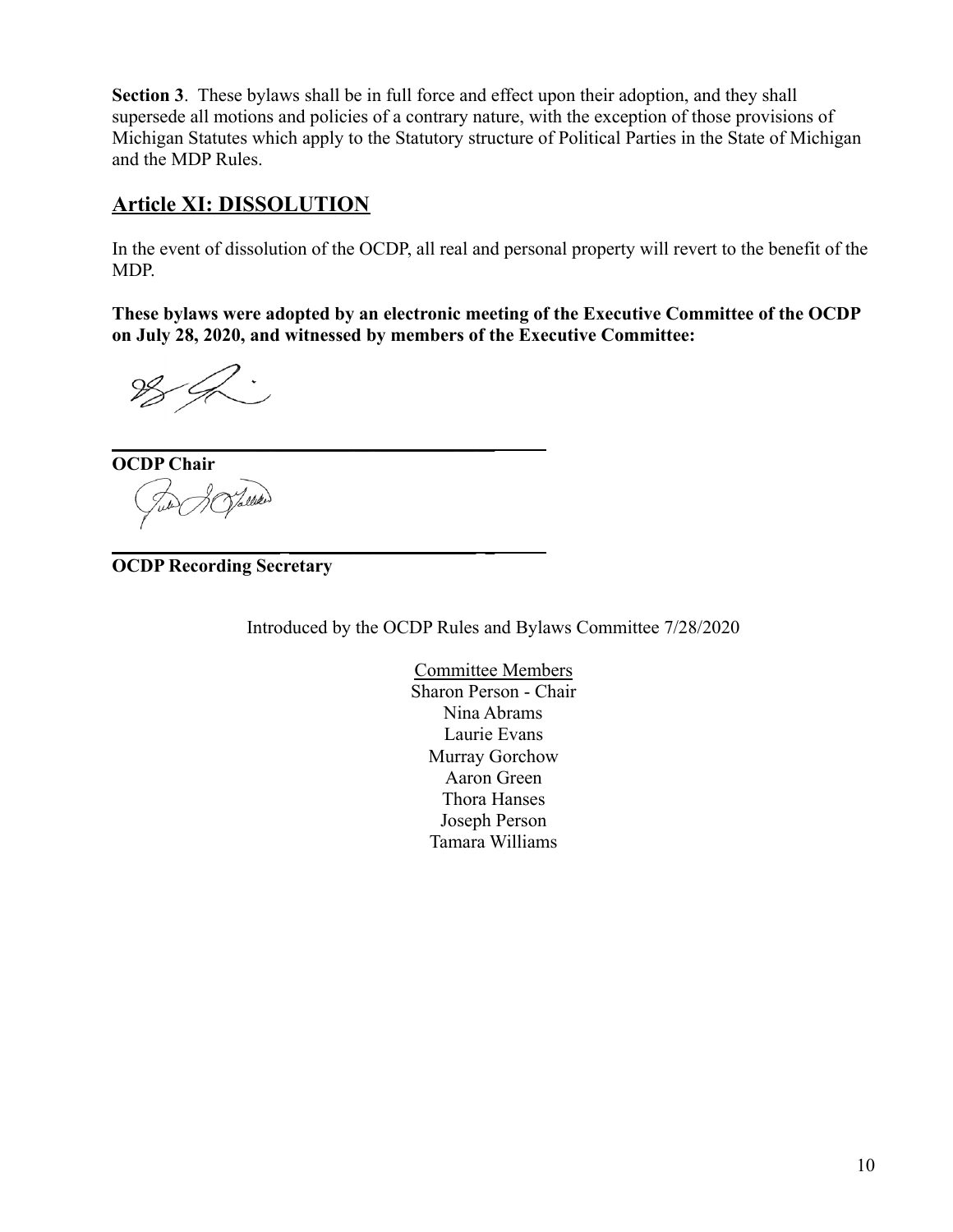**Section 3**. These bylaws shall be in full force and effect upon their adoption, and they shall supersede all motions and policies of a contrary nature, with the exception of those provisions of Michigan Statutes which apply to the Statutory structure of Political Parties in the State of Michigan and the MDP Rules.

## Article XI: DISSOLUTION

In the event of dissolution of the OCDP, all real and personal property will revert to the benefit of the MDP.

**These bylaws were adopted by an electronic meeting of the Executive Committee of the OCDP on July 28, 2020, and witnessed by members of the Executive Committee:**

______________________________________

**OCDP Chair**

______________________________________

**OCDP Recording Secretary**

Introduced by the OCDP Rules and Bylaws Committee 7/28/2020

Committee Members
Sharon Person - Chair
Nina Abrams
Laurie Evans
Murray Gorchow
Aaron Green
Thora Hanses
Joseph Person
Tamara Williams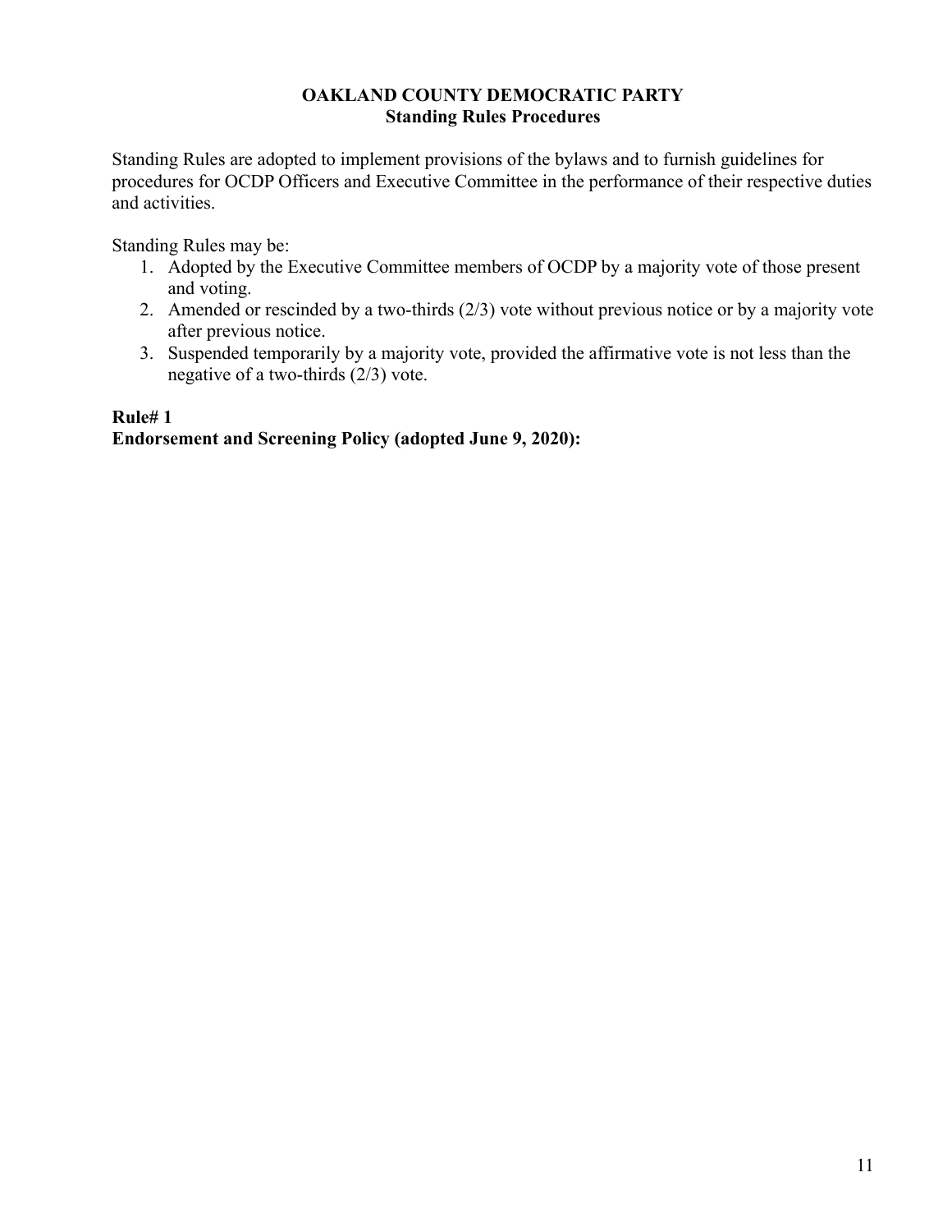# OAKLAND COUNTY DEMOCRATIC PARTY
## Standing Rules Procedures

Standing Rules are adopted to implement provisions of the bylaws and to furnish guidelines for procedures for OCDP Officers and Executive Committee in the performance of their respective duties and activities.

Standing Rules may be:

1. Adopted by the Executive Committee members of OCDP by a majority vote of those present and voting.
2. Amended or rescinded by a two-thirds (2/3) vote without previous notice or by a majority vote after previous notice.
3. Suspended temporarily by a majority vote, provided the affirmative vote is not less than the negative of a two-thirds (2/3) vote.

**Rule# 1**
**Endorsement and Screening Policy (adopted June 9, 2020):**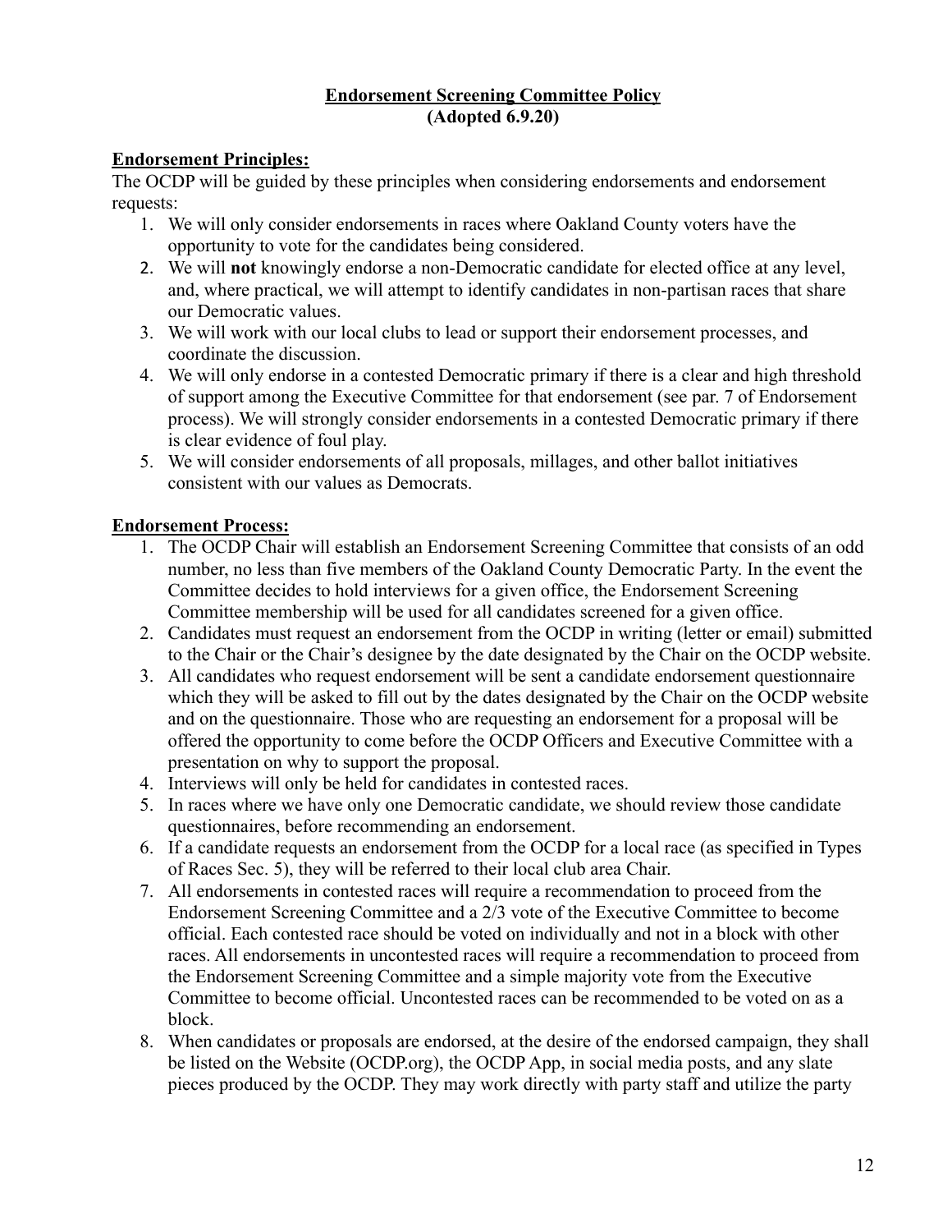## Endorsement Screening Committee Policy
**(Adopted 6.9.20)**

**Endorsement Principles:**

The OCDP will be guided by these principles when considering endorsements and endorsement requests:

1. We will only consider endorsements in races where Oakland County voters have the opportunity to vote for the candidates being considered.
2. We will **not** knowingly endorse a non-Democratic candidate for elected office at any level, and, where practical, we will attempt to identify candidates in non-partisan races that share our Democratic values.
3. We will work with our local clubs to lead or support their endorsement processes, and coordinate the discussion.
4. We will only endorse in a contested Democratic primary if there is a clear and high threshold of support among the Executive Committee for that endorsement (see par. 7 of Endorsement process). We will strongly consider endorsements in a contested Democratic primary if there is clear evidence of foul play.
5. We will consider endorsements of all proposals, millages, and other ballot initiatives consistent with our values as Democrats.

**Endorsement Process:**

1. The OCDP Chair will establish an Endorsement Screening Committee that consists of an odd number, no less than five members of the Oakland County Democratic Party. In the event the Committee decides to hold interviews for a given office, the Endorsement Screening Committee membership will be used for all candidates screened for a given office.
2. Candidates must request an endorsement from the OCDP in writing (letter or email) submitted to the Chair or the Chair's designee by the date designated by the Chair on the OCDP website.
3. All candidates who request endorsement will be sent a candidate endorsement questionnaire which they will be asked to fill out by the dates designated by the Chair on the OCDP website and on the questionnaire. Those who are requesting an endorsement for a proposal will be offered the opportunity to come before the OCDP Officers and Executive Committee with a presentation on why to support the proposal.
4. Interviews will only be held for candidates in contested races.
5. In races where we have only one Democratic candidate, we should review those candidate questionnaires, before recommending an endorsement.
6. If a candidate requests an endorsement from the OCDP for a local race (as specified in Types of Races Sec. 5), they will be referred to their local club area Chair.
7. All endorsements in contested races will require a recommendation to proceed from the Endorsement Screening Committee and a 2/3 vote of the Executive Committee to become official. Each contested race should be voted on individually and not in a block with other races. All endorsements in uncontested races will require a recommendation to proceed from the Endorsement Screening Committee and a simple majority vote from the Executive Committee to become official. Uncontested races can be recommended to be voted on as a block.
8. When candidates or proposals are endorsed, at the desire of the endorsed campaign, they shall be listed on the Website (OCDP.org), the OCDP App, in social media posts, and any slate pieces produced by the OCDP. They may work directly with party staff and utilize the party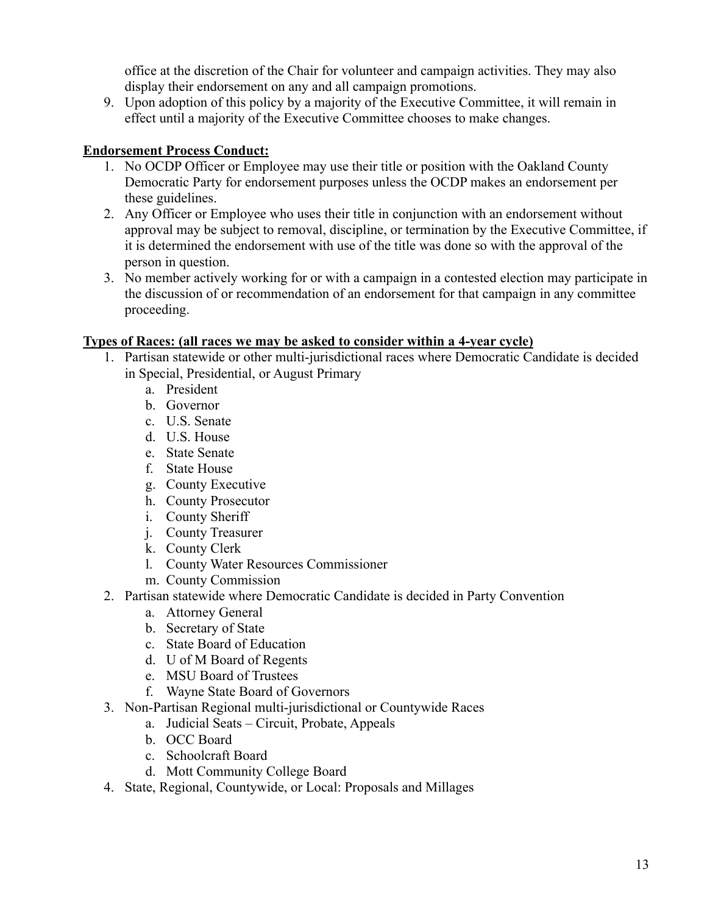office at the discretion of the Chair for volunteer and campaign activities. They may also display their endorsement on any and all campaign promotions.

9. Upon adoption of this policy by a majority of the Executive Committee, it will remain in effect until a majority of the Executive Committee chooses to make changes.

**<u>Endorsement Process Conduct:</u>**

1. No OCDP Officer or Employee may use their title or position with the Oakland County Democratic Party for endorsement purposes unless the OCDP makes an endorsement per these guidelines.
2. Any Officer or Employee who uses their title in conjunction with an endorsement without approval may be subject to removal, discipline, or termination by the Executive Committee, if it is determined the endorsement with use of the title was done so with the approval of the person in question.
3. No member actively working for or with a campaign in a contested election may participate in the discussion of or recommendation of an endorsement for that campaign in any committee proceeding.

**<u>Types of Races: (all races we may be asked to consider within a 4-year cycle)</u>**

1. Partisan statewide or other multi-jurisdictional races where Democratic Candidate is decided in Special, Presidential, or August Primary
   a. President
   b. Governor
   c. U.S. Senate
   d. U.S. House
   e. State Senate
   f. State House
   g. County Executive
   h. County Prosecutor
   i. County Sheriff
   j. County Treasurer
   k. County Clerk
   l. County Water Resources Commissioner
   m. County Commission
2. Partisan statewide where Democratic Candidate is decided in Party Convention
   a. Attorney General
   b. Secretary of State
   c. State Board of Education
   d. U of M Board of Regents
   e. MSU Board of Trustees
   f. Wayne State Board of Governors
3. Non-Partisan Regional multi-jurisdictional or Countywide Races
   a. Judicial Seats – Circuit, Probate, Appeals
   b. OCC Board
   c. Schoolcraft Board
   d. Mott Community College Board
4. State, Regional, Countywide, or Local: Proposals and Millages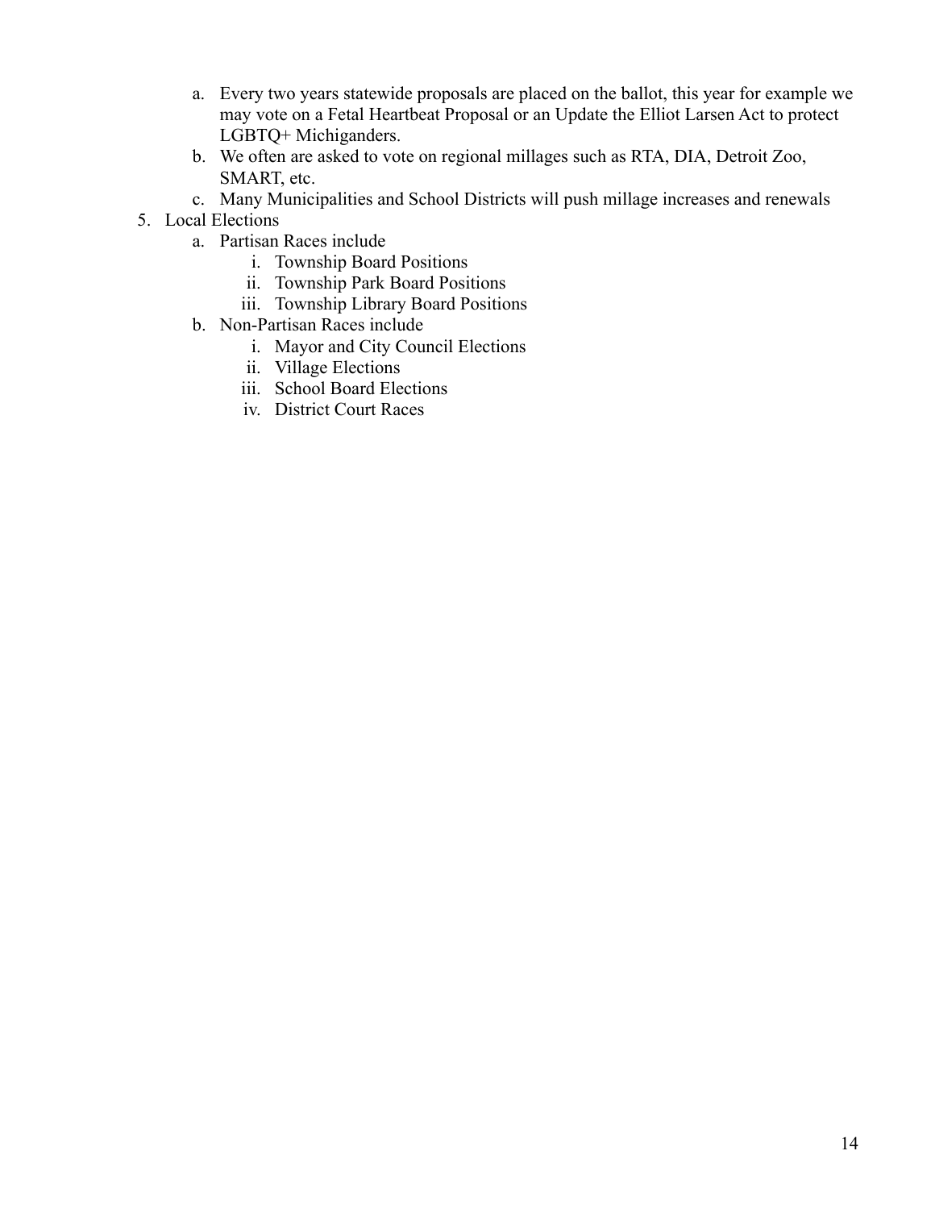a. Every two years statewide proposals are placed on the ballot, this year for example we may vote on a Fetal Heartbeat Proposal or an Update the Elliot Larsen Act to protect LGBTQ+ Michiganders.
   b. We often are asked to vote on regional millages such as RTA, DIA, Detroit Zoo, SMART, etc.
   c. Many Municipalities and School Districts will push millage increases and renewals

5. Local Elections
   a. Partisan Races include
      i. Township Board Positions
      ii. Township Park Board Positions
      iii. Township Library Board Positions
   b. Non-Partisan Races include
      i. Mayor and City Council Elections
      ii. Village Elections
      iii. School Board Elections
      iv. District Court Races